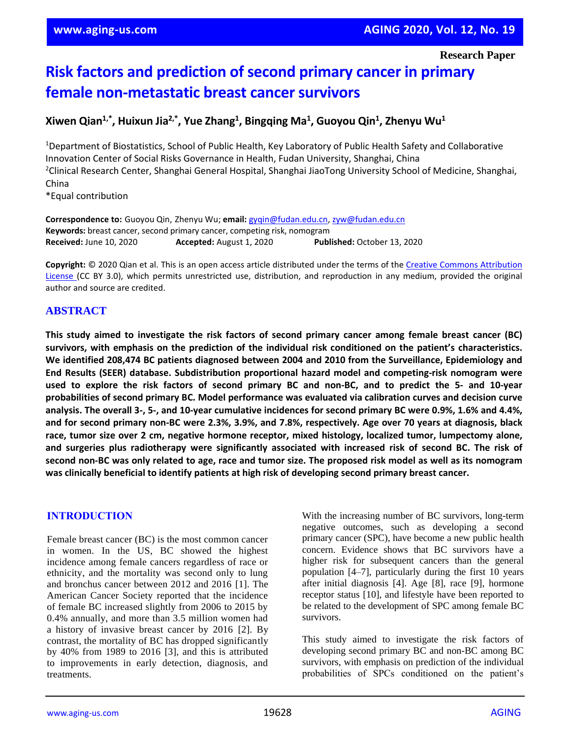Research Paper

# Risk factors and prediction of second primary cancer in primary female non-metastatic breast cancer survivors

**Xiwen Qian[1,*], Huixun Jia[2,*], Yue Zhang[1], Bingqing Ma[1], Guoyou Qin[1], Zhenyu Wu[1]**

[1]Department of Biostatistics, School of Public Health, Key Laboratory of Public Health Safety and Collaborative Innovation Center of Social Risks Governance in Health, Fudan University, Shanghai, China
[2]Clinical Research Center, Shanghai General Hospital, Shanghai JiaoTong University School of Medicine, Shanghai, China
*Equal contribution

**Correspondence to:** Guoyou Qin, Zhenyu Wu; **email:** gyqin@fudan.edu.cn, zyw@fudan.edu.cn
**Keywords:** breast cancer, second primary cancer, competing risk, nomogram
**Received:** June 10, 2020 **Accepted:** August 1, 2020 **Published:** October 13, 2020

**Copyright:** © 2020 Qian et al. This is an open access article distributed under the terms of the Creative Commons Attribution License (CC BY 3.0), which permits unrestricted use, distribution, and reproduction in any medium, provided the original author and source are credited.

## ABSTRACT

**This study aimed to investigate the risk factors of second primary cancer among female breast cancer (BC) survivors, with emphasis on the prediction of the individual risk conditioned on the patient's characteristics. We identified 208,474 BC patients diagnosed between 2004 and 2010 from the Surveillance, Epidemiology and End Results (SEER) database. Subdistribution proportional hazard model and competing-risk nomogram were used to explore the risk factors of second primary BC and non-BC, and to predict the 5- and 10-year probabilities of second primary BC. Model performance was evaluated via calibration curves and decision curve analysis. The overall 3-, 5-, and 10-year cumulative incidences for second primary BC were 0.9%, 1.6% and 4.4%, and for second primary non-BC were 2.3%, 3.9%, and 7.8%, respectively. Age over 70 years at diagnosis, black race, tumor size over 2 cm, negative hormone receptor, mixed histology, localized tumor, lumpectomy alone, and surgeries plus radiotherapy were significantly associated with increased risk of second BC. The risk of second non-BC was only related to age, race and tumor size. The proposed risk model as well as its nomogram was clinically beneficial to identify patients at high risk of developing second primary breast cancer.**

## INTRODUCTION

Female breast cancer (BC) is the most common cancer in women. In the US, BC showed the highest incidence among female cancers regardless of race or ethnicity, and the mortality was second only to lung and bronchus cancer between 2012 and 2016 [1]. The American Cancer Society reported that the incidence of female BC increased slightly from 2006 to 2015 by 0.4% annually, and more than 3.5 million women had a history of invasive breast cancer by 2016 [2]. By contrast, the mortality of BC has dropped significantly by 40% from 1989 to 2016 [3], and this is attributed to improvements in early detection, diagnosis, and treatments.

With the increasing number of BC survivors, long-term negative outcomes, such as developing a second primary cancer (SPC), have become a new public health concern. Evidence shows that BC survivors have a higher risk for subsequent cancers than the general population [4–7], particularly during the first 10 years after initial diagnosis [4]. Age [8], race [9], hormone receptor status [10], and lifestyle have been reported to be related to the development of SPC among female BC survivors.

This study aimed to investigate the risk factors of developing second primary BC and non-BC among BC survivors, with emphasis on prediction of the individual probabilities of SPCs conditioned on the patient's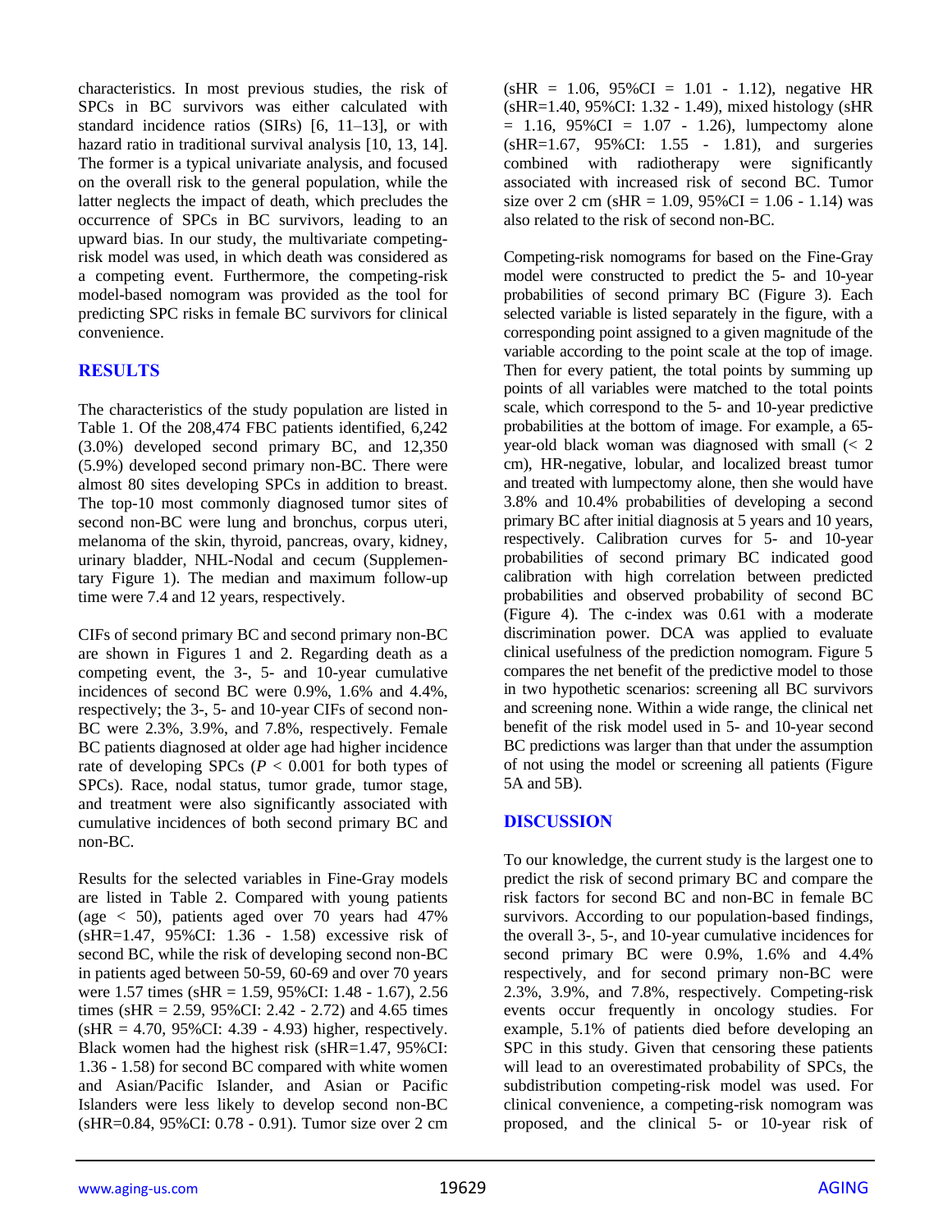characteristics. In most previous studies, the risk of SPCs in BC survivors was either calculated with standard incidence ratios (SIRs) [6, 11–13], or with hazard ratio in traditional survival analysis [10, 13, 14]. The former is a typical univariate analysis, and focused on the overall risk to the general population, while the latter neglects the impact of death, which precludes the occurrence of SPCs in BC survivors, leading to an upward bias. In our study, the multivariate competing-risk model was used, in which death was considered as a competing event. Furthermore, the competing-risk model-based nomogram was provided as the tool for predicting SPC risks in female BC survivors for clinical convenience.

## RESULTS

The characteristics of the study population are listed in Table 1. Of the 208,474 FBC patients identified, 6,242 (3.0%) developed second primary BC, and 12,350 (5.9%) developed second primary non-BC. There were almost 80 sites developing SPCs in addition to breast. The top-10 most commonly diagnosed tumor sites of second non-BC were lung and bronchus, corpus uteri, melanoma of the skin, thyroid, pancreas, ovary, kidney, urinary bladder, NHL-Nodal and cecum (Supplementary Figure 1). The median and maximum follow-up time were 7.4 and 12 years, respectively.

CIFs of second primary BC and second primary non-BC are shown in Figures 1 and 2. Regarding death as a competing event, the 3-, 5- and 10-year cumulative incidences of second BC were 0.9%, 1.6% and 4.4%, respectively; the 3-, 5- and 10-year CIFs of second non-BC were 2.3%, 3.9%, and 7.8%, respectively. Female BC patients diagnosed at older age had higher incidence rate of developing SPCs ($P < 0.001$ for both types of SPCs). Race, nodal status, tumor grade, tumor stage, and treatment were also significantly associated with cumulative incidences of both second primary BC and non-BC.

Results for the selected variables in Fine-Gray models are listed in Table 2. Compared with young patients (age < 50), patients aged over 70 years had 47% (sHR=1.47, 95%CI: 1.36 - 1.58) excessive risk of second BC, while the risk of developing second non-BC in patients aged between 50-59, 60-69 and over 70 years were 1.57 times (sHR = 1.59, 95%CI: 1.48 - 1.67), 2.56 times (sHR = 2.59, 95%CI: 2.42 - 2.72) and 4.65 times (sHR = 4.70, 95%CI: 4.39 - 4.93) higher, respectively. Black women had the highest risk (sHR=1.47, 95%CI: 1.36 - 1.58) for second BC compared with white women and Asian/Pacific Islander, and Asian or Pacific Islanders were less likely to develop second non-BC (sHR=0.84, 95%CI: 0.78 - 0.91). Tumor size over 2 cm (sHR = 1.06, 95%CI = 1.01 - 1.12), negative HR (sHR=1.40, 95%CI: 1.32 - 1.49), mixed histology (sHR = 1.16, 95%CI = 1.07 - 1.26), lumpectomy alone (sHR=1.67, 95%CI: 1.55 - 1.81), and surgeries combined with radiotherapy were significantly associated with increased risk of second BC. Tumor size over 2 cm (sHR = 1.09, 95%CI = 1.06 - 1.14) was also related to the risk of second non-BC.

Competing-risk nomograms for based on the Fine-Gray model were constructed to predict the 5- and 10-year probabilities of second primary BC (Figure 3). Each selected variable is listed separately in the figure, with a corresponding point assigned to a given magnitude of the variable according to the point scale at the top of image. Then for every patient, the total points by summing up points of all variables were matched to the total points scale, which correspond to the 5- and 10-year predictive probabilities at the bottom of image. For example, a 65-year-old black woman was diagnosed with small (< 2 cm), HR-negative, lobular, and localized breast tumor and treated with lumpectomy alone, then she would have 3.8% and 10.4% probabilities of developing a second primary BC after initial diagnosis at 5 years and 10 years, respectively. Calibration curves for 5- and 10-year probabilities of second primary BC indicated good calibration with high correlation between predicted probabilities and observed probability of second BC (Figure 4). The c-index was 0.61 with a moderate discrimination power. DCA was applied to evaluate clinical usefulness of the prediction nomogram. Figure 5 compares the net benefit of the predictive model to those in two hypothetic scenarios: screening all BC survivors and screening none. Within a wide range, the clinical net benefit of the risk model used in 5- and 10-year second BC predictions was larger than that under the assumption of not using the model or screening all patients (Figure 5A and 5B).

## DISCUSSION

To our knowledge, the current study is the largest one to predict the risk of second primary BC and compare the risk factors for second BC and non-BC in female BC survivors. According to our population-based findings, the overall 3-, 5-, and 10-year cumulative incidences for second primary BC were 0.9%, 1.6% and 4.4% respectively, and for second primary non-BC were 2.3%, 3.9%, and 7.8%, respectively. Competing-risk events occur frequently in oncology studies. For example, 5.1% of patients died before developing an SPC in this study. Given that censoring these patients will lead to an overestimated probability of SPCs, the subdistribution competing-risk model was used. For clinical convenience, a competing-risk nomogram was proposed, and the clinical 5- or 10-year risk of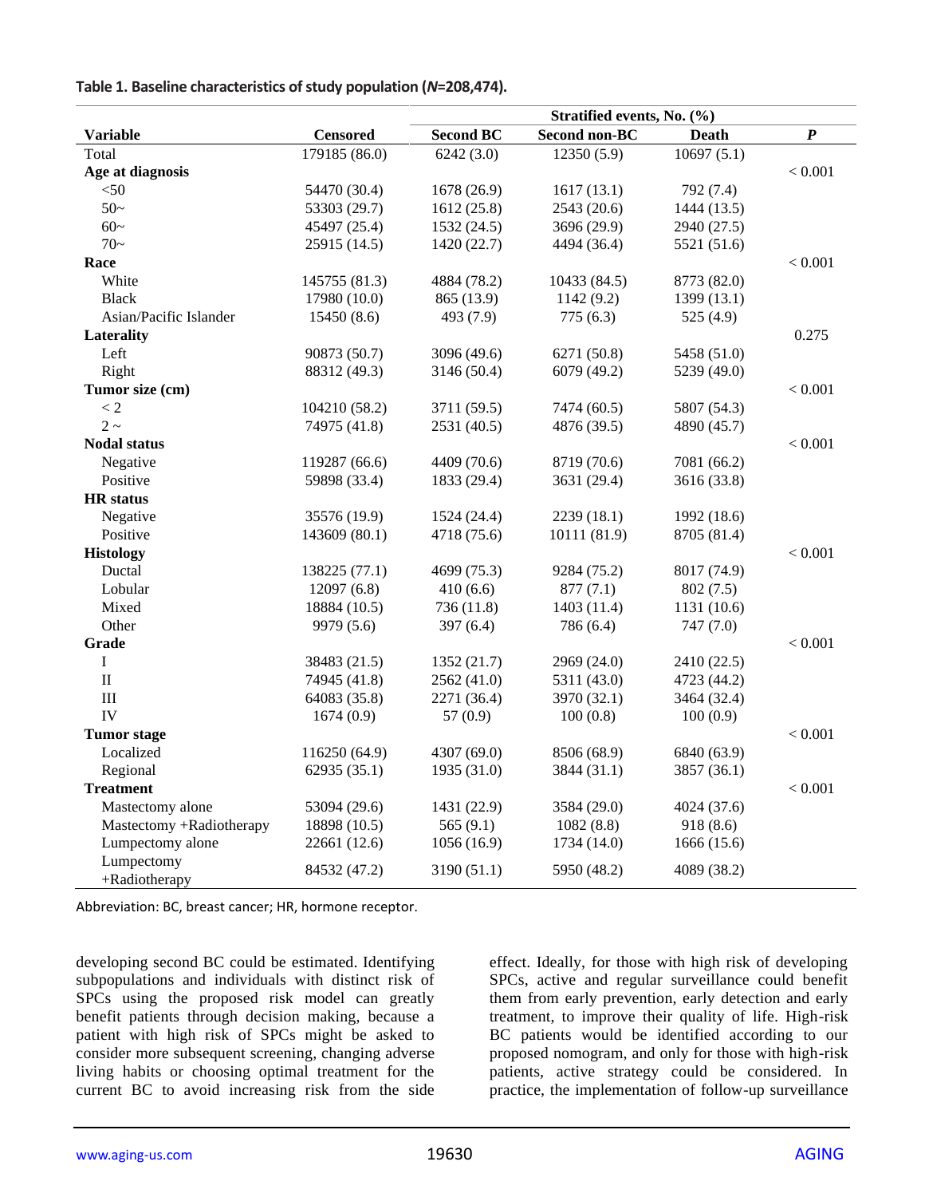**Table 1. Baseline characteristics of study population (*N*=208,474).**

| Variable | Censored | Stratified events, No. (%) | | | *P* |
|---|---|---|---|---|---|
| | | Second BC | Second non-BC | Death | |
| Total | 179185 (86.0) | 6242 (3.0) | 12350 (5.9) | 10697 (5.1) | |
| **Age at diagnosis** | | | | | < 0.001 |
| <50 | 54470 (30.4) | 1678 (26.9) | 1617 (13.1) | 792 (7.4) | |
| 50~ | 53303 (29.7) | 1612 (25.8) | 2543 (20.6) | 1444 (13.5) | |
| 60~ | 45497 (25.4) | 1532 (24.5) | 3696 (29.9) | 2940 (27.5) | |
| 70~ | 25915 (14.5) | 1420 (22.7) | 4494 (36.4) | 5521 (51.6) | |
| **Race** | | | | | < 0.001 |
| White | 145755 (81.3) | 4884 (78.2) | 10433 (84.5) | 8773 (82.0) | |
| Black | 17980 (10.0) | 865 (13.9) | 1142 (9.2) | 1399 (13.1) | |
| Asian/Pacific Islander | 15450 (8.6) | 493 (7.9) | 775 (6.3) | 525 (4.9) | |
| **Laterality** | | | | | 0.275 |
| Left | 90873 (50.7) | 3096 (49.6) | 6271 (50.8) | 5458 (51.0) | |
| Right | 88312 (49.3) | 3146 (50.4) | 6079 (49.2) | 5239 (49.0) | |
| **Tumor size (cm)** | | | | | < 0.001 |
| < 2 | 104210 (58.2) | 3711 (59.5) | 7474 (60.5) | 5807 (54.3) | |
| 2 ~ | 74975 (41.8) | 2531 (40.5) | 4876 (39.5) | 4890 (45.7) | |
| **Nodal status** | | | | | < 0.001 |
| Negative | 119287 (66.6) | 4409 (70.6) | 8719 (70.6) | 7081 (66.2) | |
| Positive | 59898 (33.4) | 1833 (29.4) | 3631 (29.4) | 3616 (33.8) | |
| **HR status** | | | | | |
| Negative | 35576 (19.9) | 1524 (24.4) | 2239 (18.1) | 1992 (18.6) | |
| Positive | 143609 (80.1) | 4718 (75.6) | 10111 (81.9) | 8705 (81.4) | |
| **Histology** | | | | | < 0.001 |
| Ductal | 138225 (77.1) | 4699 (75.3) | 9284 (75.2) | 8017 (74.9) | |
| Lobular | 12097 (6.8) | 410 (6.6) | 877 (7.1) | 802 (7.5) | |
| Mixed | 18884 (10.5) | 736 (11.8) | 1403 (11.4) | 1131 (10.6) | |
| Other | 9979 (5.6) | 397 (6.4) | 786 (6.4) | 747 (7.0) | |
| **Grade** | | | | | < 0.001 |
| I | 38483 (21.5) | 1352 (21.7) | 2969 (24.0) | 2410 (22.5) | |
| II | 74945 (41.8) | 2562 (41.0) | 5311 (43.0) | 4723 (44.2) | |
| III | 64083 (35.8) | 2271 (36.4) | 3970 (32.1) | 3464 (32.4) | |
| IV | 1674 (0.9) | 57 (0.9) | 100 (0.8) | 100 (0.9) | |
| **Tumor stage** | | | | | < 0.001 |
| Localized | 116250 (64.9) | 4307 (69.0) | 8506 (68.9) | 6840 (63.9) | |
| Regional | 62935 (35.1) | 1935 (31.0) | 3844 (31.1) | 3857 (36.1) | |
| **Treatment** | | | | | < 0.001 |
| Mastectomy alone | 53094 (29.6) | 1431 (22.9) | 3584 (29.0) | 4024 (37.6) | |
| Mastectomy +Radiotherapy | 18898 (10.5) | 565 (9.1) | 1082 (8.8) | 918 (8.6) | |
| Lumpectomy alone | 22661 (12.6) | 1056 (16.9) | 1734 (14.0) | 1666 (15.6) | |
| Lumpectomy +Radiotherapy | 84532 (47.2) | 3190 (51.1) | 5950 (48.2) | 4089 (38.2) | |

Abbreviation: BC, breast cancer; HR, hormone receptor.

developing second BC could be estimated. Identifying subpopulations and individuals with distinct risk of SPCs using the proposed risk model can greatly benefit patients through decision making, because a patient with high risk of SPCs might be asked to consider more subsequent screening, changing adverse living habits or choosing optimal treatment for the current BC to avoid increasing risk from the side effect. Ideally, for those with high risk of developing SPCs, active and regular surveillance could benefit them from early prevention, early detection and early treatment, to improve their quality of life. High-risk BC patients would be identified according to our proposed nomogram, and only for those with high-risk patients, active strategy could be considered. In practice, the implementation of follow-up surveillance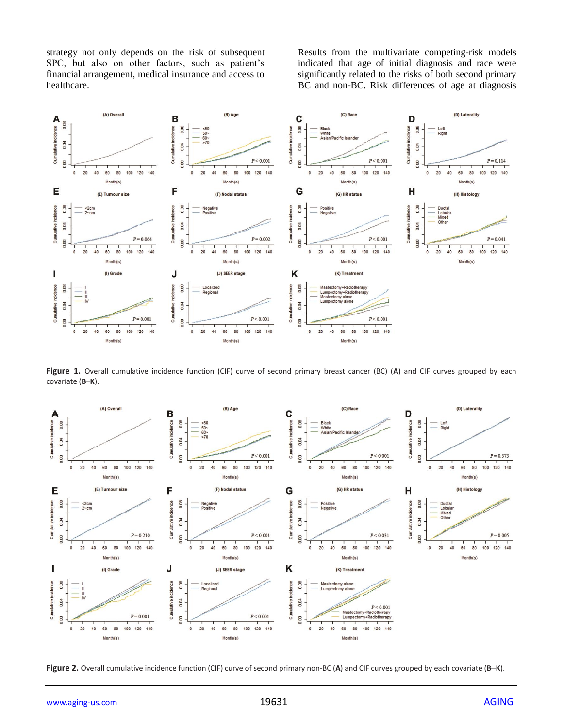strategy not only depends on the risk of subsequent SPC, but also on other factors, such as patient's financial arrangement, medical insurance and access to healthcare.

Results from the multivariate competing-risk models indicated that age of initial diagnosis and race were significantly related to the risks of both second primary BC and non-BC. Risk differences of age at diagnosis

**Figure 1.** Overall cumulative incidence function (CIF) curve of second primary breast cancer (BC) (**A**) and CIF curves grouped by each covariate (**B**–**K**).

**Figure 2.** Overall cumulative incidence function (CIF) curve of second primary non-BC (**A**) and CIF curves grouped by each covariate (**B**–**K**).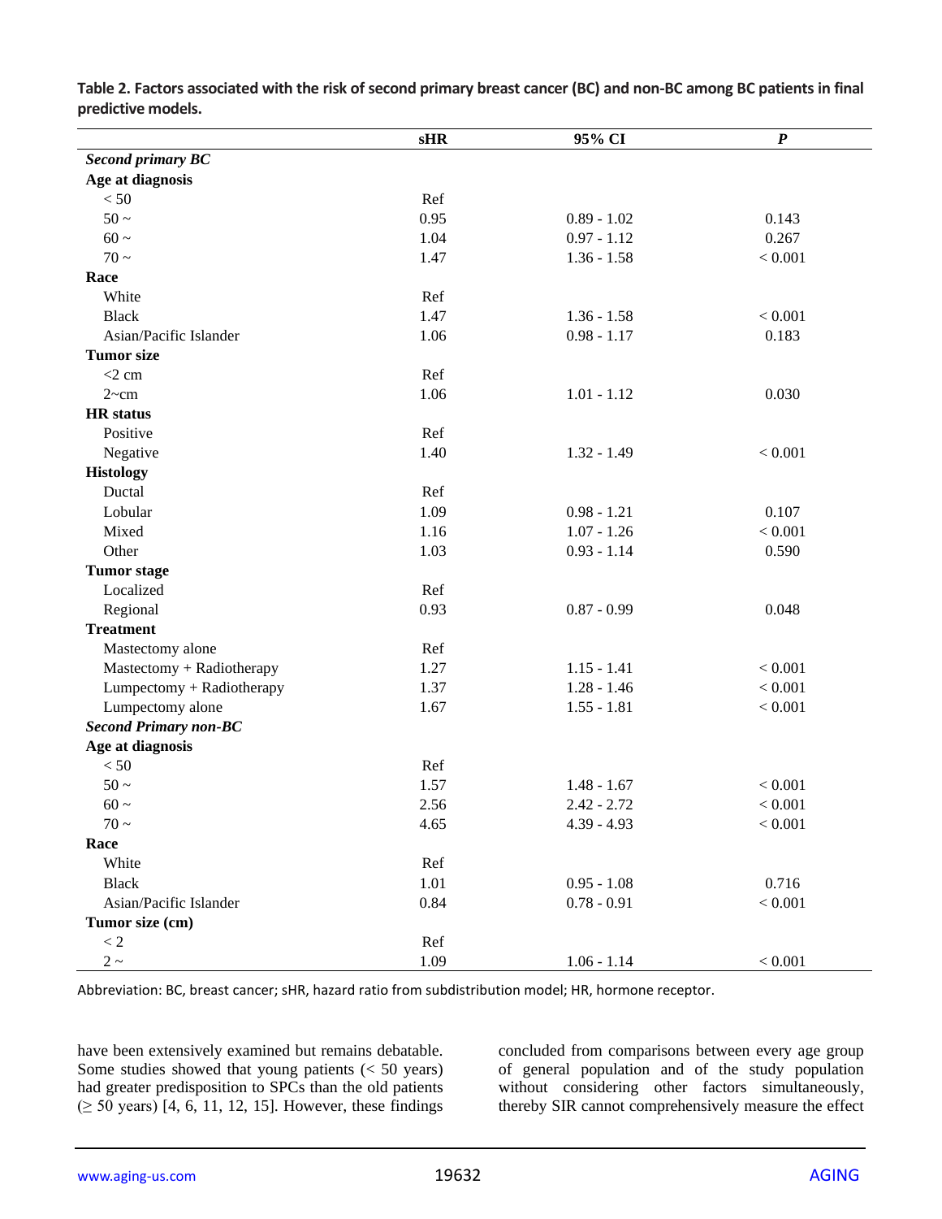**Table 2. Factors associated with the risk of second primary breast cancer (BC) and non-BC among BC patients in final predictive models.**

| | sHR | 95% CI | *P* |
|---|---|---|---|
| ***Second primary BC*** | | | |
| **Age at diagnosis** | | | |
| < 50 | Ref | | |
| 50 ~ | 0.95 | 0.89 - 1.02 | 0.143 |
| 60 ~ | 1.04 | 0.97 - 1.12 | 0.267 |
| 70 ~ | 1.47 | 1.36 - 1.58 | < 0.001 |
| **Race** | | | |
| White | Ref | | |
| Black | 1.47 | 1.36 - 1.58 | < 0.001 |
| Asian/Pacific Islander | 1.06 | 0.98 - 1.17 | 0.183 |
| **Tumor size** | | | |
| <2 cm | Ref | | |
| 2~cm | 1.06 | 1.01 - 1.12 | 0.030 |
| **HR status** | | | |
| Positive | Ref | | |
| Negative | 1.40 | 1.32 - 1.49 | < 0.001 |
| **Histology** | | | |
| Ductal | Ref | | |
| Lobular | 1.09 | 0.98 - 1.21 | 0.107 |
| Mixed | 1.16 | 1.07 - 1.26 | < 0.001 |
| Other | 1.03 | 0.93 - 1.14 | 0.590 |
| **Tumor stage** | | | |
| Localized | Ref | | |
| Regional | 0.93 | 0.87 - 0.99 | 0.048 |
| **Treatment** | | | |
| Mastectomy alone | Ref | | |
| Mastectomy + Radiotherapy | 1.27 | 1.15 - 1.41 | < 0.001 |
| Lumpectomy + Radiotherapy | 1.37 | 1.28 - 1.46 | < 0.001 |
| Lumpectomy alone | 1.67 | 1.55 - 1.81 | < 0.001 |
| ***Second Primary non-BC*** | | | |
| **Age at diagnosis** | | | |
| < 50 | Ref | | |
| 50 ~ | 1.57 | 1.48 - 1.67 | < 0.001 |
| 60 ~ | 2.56 | 2.42 - 2.72 | < 0.001 |
| 70 ~ | 4.65 | 4.39 - 4.93 | < 0.001 |
| **Race** | | | |
| White | Ref | | |
| Black | 1.01 | 0.95 - 1.08 | 0.716 |
| Asian/Pacific Islander | 0.84 | 0.78 - 0.91 | < 0.001 |
| **Tumor size (cm)** | | | |
| < 2 | Ref | | |
| 2 ~ | 1.09 | 1.06 - 1.14 | < 0.001 |

Abbreviation: BC, breast cancer; sHR, hazard ratio from subdistribution model; HR, hormone receptor.

have been extensively examined but remains debatable. Some studies showed that young patients (< 50 years) had greater predisposition to SPCs than the old patients (≥ 50 years) [4, 6, 11, 12, 15]. However, these findings concluded from comparisons between every age group of general population and of the study population without considering other factors simultaneously, thereby SIR cannot comprehensively measure the effect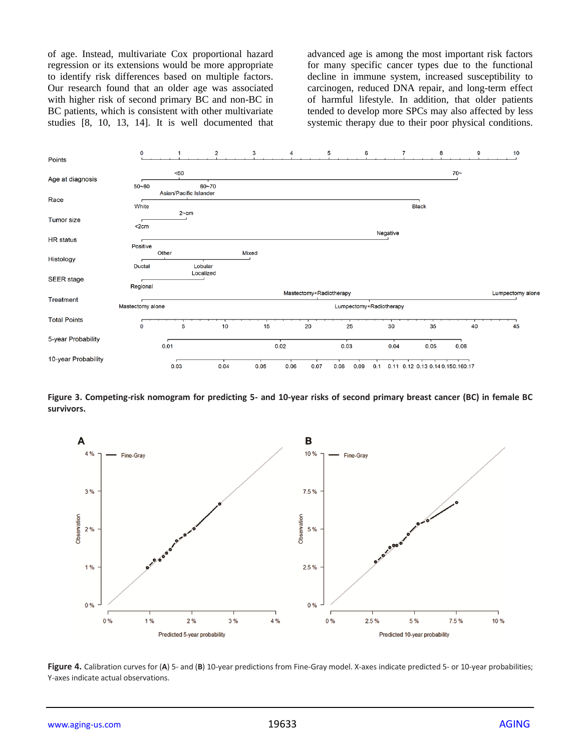of age. Instead, multivariate Cox proportional hazard regression or its extensions would be more appropriate to identify risk differences based on multiple factors. Our research found that an older age was associated with higher risk of second primary BC and non-BC in BC patients, which is consistent with other multivariate studies [8, 10, 13, 14]. It is well documented that advanced age is among the most important risk factors for many specific cancer types due to the functional decline in immune system, increased susceptibility to carcinogen, reduced DNA repair, and long-term effect of harmful lifestyle. In addition, that older patients tended to develop more SPCs may also affected by less systemic therapy due to their poor physical conditions.

**Figure 3. Competing-risk nomogram for predicting 5- and 10-year risks of second primary breast cancer (BC) in female BC survivors.**

**Figure 4.** Calibration curves for (**A**) 5- and (**B**) 10-year predictions from Fine-Gray model. X-axes indicate predicted 5- or 10-year probabilities; Y-axes indicate actual observations.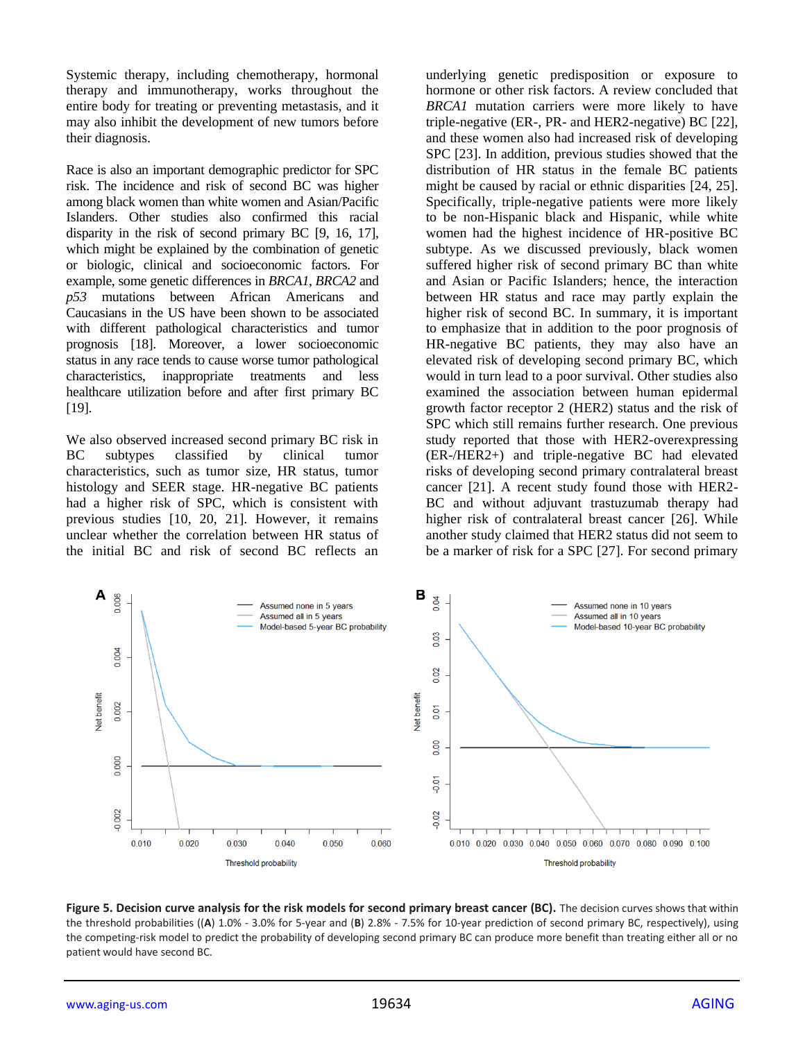Systemic therapy, including chemotherapy, hormonal therapy and immunotherapy, works throughout the entire body for treating or preventing metastasis, and it may also inhibit the development of new tumors before their diagnosis.

Race is also an important demographic predictor for SPC risk. The incidence and risk of second BC was higher among black women than white women and Asian/Pacific Islanders. Other studies also confirmed this racial disparity in the risk of second primary BC [9, 16, 17], which might be explained by the combination of genetic or biologic, clinical and socioeconomic factors. For example, some genetic differences in *BRCA1*, *BRCA2* and *p53* mutations between African Americans and Caucasians in the US have been shown to be associated with different pathological characteristics and tumor prognosis [18]. Moreover, a lower socioeconomic status in any race tends to cause worse tumor pathological characteristics, inappropriate treatments and less healthcare utilization before and after first primary BC [19].

We also observed increased second primary BC risk in BC subtypes classified by clinical tumor characteristics, such as tumor size, HR status, tumor histology and SEER stage. HR-negative BC patients had a higher risk of SPC, which is consistent with previous studies [10, 20, 21]. However, it remains unclear whether the correlation between HR status of the initial BC and risk of second BC reflects an underlying genetic predisposition or exposure to hormone or other risk factors. A review concluded that *BRCA1* mutation carriers were more likely to have triple-negative (ER-, PR- and HER2-negative) BC [22], and these women also had increased risk of developing SPC [23]. In addition, previous studies showed that the distribution of HR status in the female BC patients might be caused by racial or ethnic disparities [24, 25]. Specifically, triple-negative patients were more likely to be non-Hispanic black and Hispanic, while white women had the highest incidence of HR-positive BC subtype. As we discussed previously, black women suffered higher risk of second primary BC than white and Asian or Pacific Islanders; hence, the interaction between HR status and race may partly explain the higher risk of second BC. In summary, it is important to emphasize that in addition to the poor prognosis of HR-negative BC patients, they may also have an elevated risk of developing second primary BC, which would in turn lead to a poor survival. Other studies also examined the association between human epidermal growth factor receptor 2 (HER2) status and the risk of SPC which still remains further research. One previous study reported that those with HER2-overexpressing (ER-/HER2+) and triple-negative BC had elevated risks of developing second primary contralateral breast cancer [21]. A recent study found those with HER2-BC and without adjuvant trastuzumab therapy had higher risk of contralateral breast cancer [26]. While another study claimed that HER2 status did not seem to be a marker of risk for a SPC [27]. For second primary

**Figure 5. Decision curve analysis for the risk models for second primary breast cancer (BC).** The decision curves shows that within the threshold probabilities ((**A**) 1.0% - 3.0% for 5-year and (**B**) 2.8% - 7.5% for 10-year prediction of second primary BC, respectively), using the competing-risk model to predict the probability of developing second primary BC can produce more benefit than treating either all or no patient would have second BC.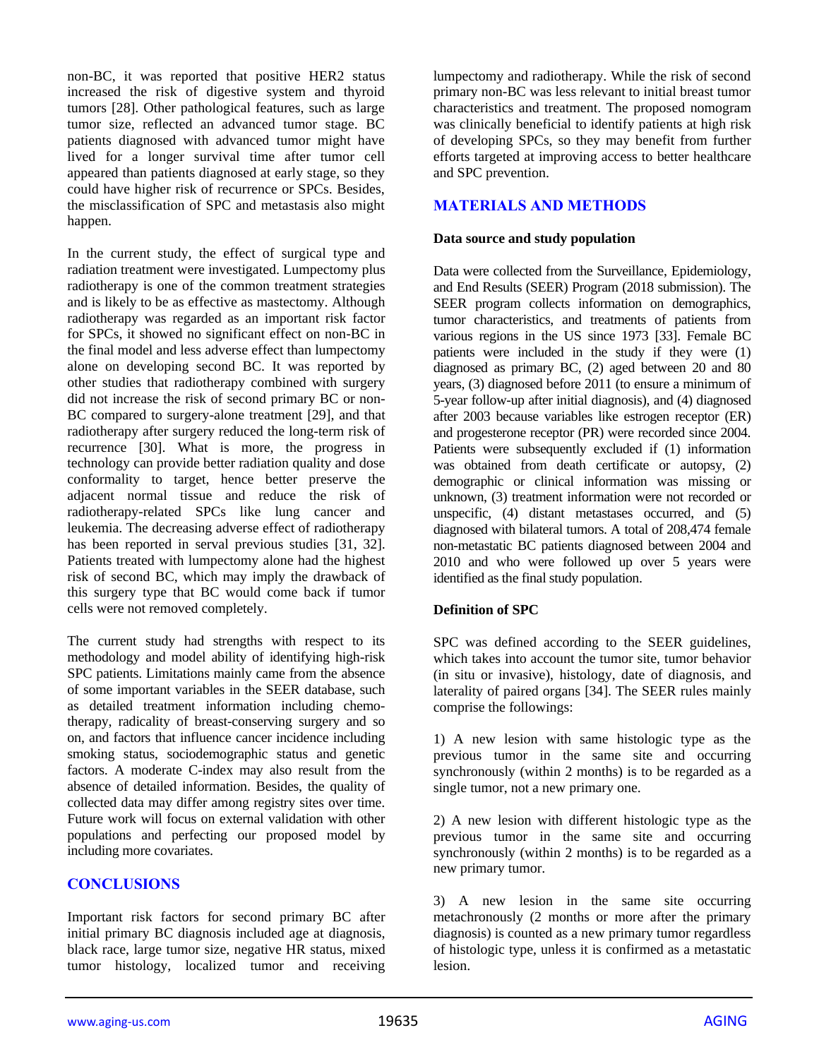non-BC, it was reported that positive HER2 status increased the risk of digestive system and thyroid tumors [28]. Other pathological features, such as large tumor size, reflected an advanced tumor stage. BC patients diagnosed with advanced tumor might have lived for a longer survival time after tumor cell appeared than patients diagnosed at early stage, so they could have higher risk of recurrence or SPCs. Besides, the misclassification of SPC and metastasis also might happen.

In the current study, the effect of surgical type and radiation treatment were investigated. Lumpectomy plus radiotherapy is one of the common treatment strategies and is likely to be as effective as mastectomy. Although radiotherapy was regarded as an important risk factor for SPCs, it showed no significant effect on non-BC in the final model and less adverse effect than lumpectomy alone on developing second BC. It was reported by other studies that radiotherapy combined with surgery did not increase the risk of second primary BC or non-BC compared to surgery-alone treatment [29], and that radiotherapy after surgery reduced the long-term risk of recurrence [30]. What is more, the progress in technology can provide better radiation quality and dose conformality to target, hence better preserve the adjacent normal tissue and reduce the risk of radiotherapy-related SPCs like lung cancer and leukemia. The decreasing adverse effect of radiotherapy has been reported in serval previous studies [31, 32]. Patients treated with lumpectomy alone had the highest risk of second BC, which may imply the drawback of this surgery type that BC would come back if tumor cells were not removed completely.

The current study had strengths with respect to its methodology and model ability of identifying high-risk SPC patients. Limitations mainly came from the absence of some important variables in the SEER database, such as detailed treatment information including chemotherapy, radicality of breast-conserving surgery and so on, and factors that influence cancer incidence including smoking status, sociodemographic status and genetic factors. A moderate C-index may also result from the absence of detailed information. Besides, the quality of collected data may differ among registry sites over time. Future work will focus on external validation with other populations and perfecting our proposed model by including more covariates.

## CONCLUSIONS

Important risk factors for second primary BC after initial primary BC diagnosis included age at diagnosis, black race, large tumor size, negative HR status, mixed tumor histology, localized tumor and receiving lumpectomy and radiotherapy. While the risk of second primary non-BC was less relevant to initial breast tumor characteristics and treatment. The proposed nomogram was clinically beneficial to identify patients at high risk of developing SPCs, so they may benefit from further efforts targeted at improving access to better healthcare and SPC prevention.

## MATERIALS AND METHODS

### Data source and study population

Data were collected from the Surveillance, Epidemiology, and End Results (SEER) Program (2018 submission). The SEER program collects information on demographics, tumor characteristics, and treatments of patients from various regions in the US since 1973 [33]. Female BC patients were included in the study if they were (1) diagnosed as primary BC, (2) aged between 20 and 80 years, (3) diagnosed before 2011 (to ensure a minimum of 5-year follow-up after initial diagnosis), and (4) diagnosed after 2003 because variables like estrogen receptor (ER) and progesterone receptor (PR) were recorded since 2004. Patients were subsequently excluded if (1) information was obtained from death certificate or autopsy, (2) demographic or clinical information was missing or unknown, (3) treatment information were not recorded or unspecific, (4) distant metastases occurred, and (5) diagnosed with bilateral tumors. A total of 208,474 female non-metastatic BC patients diagnosed between 2004 and 2010 and who were followed up over 5 years were identified as the final study population.

### Definition of SPC

SPC was defined according to the SEER guidelines, which takes into account the tumor site, tumor behavior (in situ or invasive), histology, date of diagnosis, and laterality of paired organs [34]. The SEER rules mainly comprise the followings:

1) A new lesion with same histologic type as the previous tumor in the same site and occurring synchronously (within 2 months) is to be regarded as a single tumor, not a new primary one.

2) A new lesion with different histologic type as the previous tumor in the same site and occurring synchronously (within 2 months) is to be regarded as a new primary tumor.

3) A new lesion in the same site occurring metachronously (2 months or more after the primary diagnosis) is counted as a new primary tumor regardless of histologic type, unless it is confirmed as a metastatic lesion.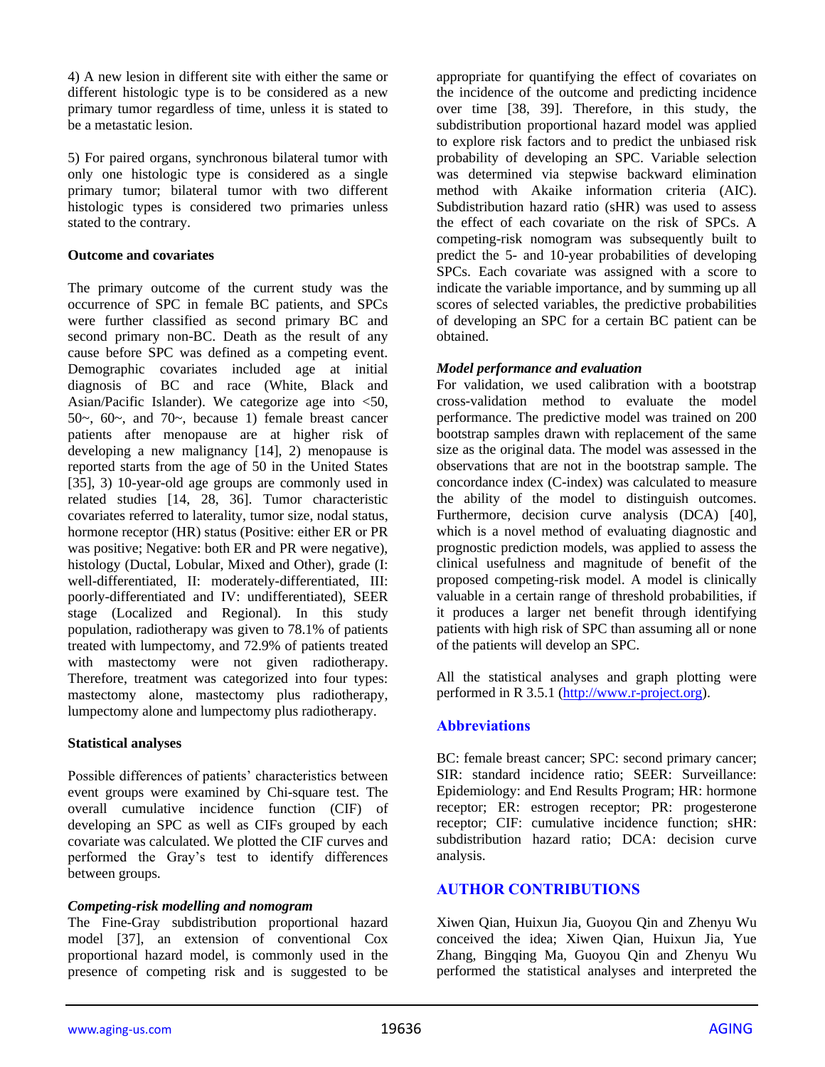4) A new lesion in different site with either the same or different histologic type is to be considered as a new primary tumor regardless of time, unless it is stated to be a metastatic lesion.

5) For paired organs, synchronous bilateral tumor with only one histologic type is considered as a single primary tumor; bilateral tumor with two different histologic types is considered two primaries unless stated to the contrary.

### Outcome and covariates

The primary outcome of the current study was the occurrence of SPC in female BC patients, and SPCs were further classified as second primary BC and second primary non-BC. Death as the result of any cause before SPC was defined as a competing event. Demographic covariates included age at initial diagnosis of BC and race (White, Black and Asian/Pacific Islander). We categorize age into <50, 50~, 60~, and 70~, because 1) female breast cancer patients after menopause are at higher risk of developing a new malignancy [14], 2) menopause is reported starts from the age of 50 in the United States [35], 3) 10-year-old age groups are commonly used in related studies [14, 28, 36]. Tumor characteristic covariates referred to laterality, tumor size, nodal status, hormone receptor (HR) status (Positive: either ER or PR was positive; Negative: both ER and PR were negative), histology (Ductal, Lobular, Mixed and Other), grade (I: well-differentiated, II: moderately-differentiated, III: poorly-differentiated and IV: undifferentiated), SEER stage (Localized and Regional). In this study population, radiotherapy was given to 78.1% of patients treated with lumpectomy, and 72.9% of patients treated with mastectomy were not given radiotherapy. Therefore, treatment was categorized into four types: mastectomy alone, mastectomy plus radiotherapy, lumpectomy alone and lumpectomy plus radiotherapy.

### Statistical analyses

Possible differences of patients' characteristics between event groups were examined by Chi-square test. The overall cumulative incidence function (CIF) of developing an SPC as well as CIFs grouped by each covariate was calculated. We plotted the CIF curves and performed the Gray's test to identify differences between groups.

#### *Competing-risk modelling and nomogram*

The Fine-Gray subdistribution proportional hazard model [37], an extension of conventional Cox proportional hazard model, is commonly used in the presence of competing risk and is suggested to be appropriate for quantifying the effect of covariates on the incidence of the outcome and predicting incidence over time [38, 39]. Therefore, in this study, the subdistribution proportional hazard model was applied to explore risk factors and to predict the unbiased risk probability of developing an SPC. Variable selection was determined via stepwise backward elimination method with Akaike information criteria (AIC). Subdistribution hazard ratio (sHR) was used to assess the effect of each covariate on the risk of SPCs. A competing-risk nomogram was subsequently built to predict the 5- and 10-year probabilities of developing SPCs. Each covariate was assigned with a score to indicate the variable importance, and by summing up all scores of selected variables, the predictive probabilities of developing an SPC for a certain BC patient can be obtained.

#### *Model performance and evaluation*

For validation, we used calibration with a bootstrap cross-validation method to evaluate the model performance. The predictive model was trained on 200 bootstrap samples drawn with replacement of the same size as the original data. The model was assessed in the observations that are not in the bootstrap sample. The concordance index (C-index) was calculated to measure the ability of the model to distinguish outcomes. Furthermore, decision curve analysis (DCA) [40], which is a novel method of evaluating diagnostic and prognostic prediction models, was applied to assess the clinical usefulness and magnitude of benefit of the proposed competing-risk model. A model is clinically valuable in a certain range of threshold probabilities, if it produces a larger net benefit through identifying patients with high risk of SPC than assuming all or none of the patients will develop an SPC.

All the statistical analyses and graph plotting were performed in R 3.5.1 (http://www.r-project.org).

## Abbreviations

BC: female breast cancer; SPC: second primary cancer; SIR: standard incidence ratio; SEER: Surveillance: Epidemiology: and End Results Program; HR: hormone receptor; ER: estrogen receptor; PR: progesterone receptor; CIF: cumulative incidence function; sHR: subdistribution hazard ratio; DCA: decision curve analysis.

## AUTHOR CONTRIBUTIONS

Xiwen Qian, Huixun Jia, Guoyou Qin and Zhenyu Wu conceived the idea; Xiwen Qian, Huixun Jia, Yue Zhang, Bingqing Ma, Guoyou Qin and Zhenyu Wu performed the statistical analyses and interpreted the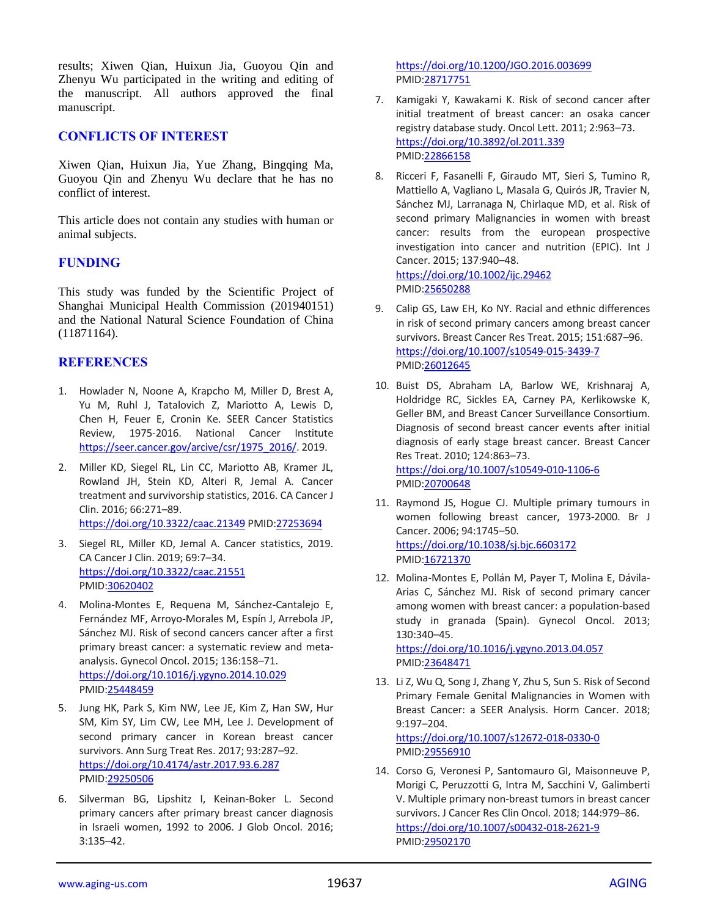results; Xiwen Qian, Huixun Jia, Guoyou Qin and Zhenyu Wu participated in the writing and editing of the manuscript. All authors approved the final manuscript.

## CONFLICTS OF INTEREST

Xiwen Qian, Huixun Jia, Yue Zhang, Bingqing Ma, Guoyou Qin and Zhenyu Wu declare that he has no conflict of interest.

This article does not contain any studies with human or animal subjects.

## FUNDING

This study was funded by the Scientific Project of Shanghai Municipal Health Commission (201940151) and the National Natural Science Foundation of China (11871164).

## REFERENCES

1. Howlader N, Noone A, Krapcho M, Miller D, Brest A, Yu M, Ruhl J, Tatalovich Z, Mariotto A, Lewis D, Chen H, Feuer E, Cronin Ke. SEER Cancer Statistics Review, 1975-2016. National Cancer Institute https://seer.cancer.gov/arcive/csr/1975_2016/. 2019.

2. Miller KD, Siegel RL, Lin CC, Mariotto AB, Kramer JL, Rowland JH, Stein KD, Alteri R, Jemal A. Cancer treatment and survivorship statistics, 2016. CA Cancer J Clin. 2016; 66:271–89. https://doi.org/10.3322/caac.21349 PMID:27253694

3. Siegel RL, Miller KD, Jemal A. Cancer statistics, 2019. CA Cancer J Clin. 2019; 69:7–34. https://doi.org/10.3322/caac.21551 PMID:30620402

4. Molina-Montes E, Requena M, Sánchez-Cantalejo E, Fernández MF, Arroyo-Morales M, Espín J, Arrebola JP, Sánchez MJ. Risk of second cancers cancer after a first primary breast cancer: a systematic review and meta-analysis. Gynecol Oncol. 2015; 136:158–71. https://doi.org/10.1016/j.ygyno.2014.10.029 PMID:25448459

5. Jung HK, Park S, Kim NW, Lee JE, Kim Z, Han SW, Hur SM, Kim SY, Lim CW, Lee MH, Lee J. Development of second primary cancer in Korean breast cancer survivors. Ann Surg Treat Res. 2017; 93:287–92. https://doi.org/10.4174/astr.2017.93.6.287 PMID:29250506

6. Silverman BG, Lipshitz I, Keinan-Boker L. Second primary cancers after primary breast cancer diagnosis in Israeli women, 1992 to 2006. J Glob Oncol. 2016; 3:135–42. https://doi.org/10.1200/JGO.2016.003699 PMID:28717751

7. Kamigaki Y, Kawakami K. Risk of second cancer after initial treatment of breast cancer: an osaka cancer registry database study. Oncol Lett. 2011; 2:963–73. https://doi.org/10.3892/ol.2011.339 PMID:22866158

8. Ricceri F, Fasanelli F, Giraudo MT, Sieri S, Tumino R, Mattiello A, Vagliano L, Masala G, Quirós JR, Travier N, Sánchez MJ, Larranaga N, Chirlaque MD, et al. Risk of second primary Malignancies in women with breast cancer: results from the european prospective investigation into cancer and nutrition (EPIC). Int J Cancer. 2015; 137:940–48. https://doi.org/10.1002/ijc.29462 PMID:25650288

9. Calip GS, Law EH, Ko NY. Racial and ethnic differences in risk of second primary cancers among breast cancer survivors. Breast Cancer Res Treat. 2015; 151:687–96. https://doi.org/10.1007/s10549-015-3439-7 PMID:26012645

10. Buist DS, Abraham LA, Barlow WE, Krishnaraj A, Holdridge RC, Sickles EA, Carney PA, Kerlikowske K, Geller BM, and Breast Cancer Surveillance Consortium. Diagnosis of second breast cancer events after initial diagnosis of early stage breast cancer. Breast Cancer Res Treat. 2010; 124:863–73. https://doi.org/10.1007/s10549-010-1106-6 PMID:20700648

11. Raymond JS, Hogue CJ. Multiple primary tumours in women following breast cancer, 1973-2000. Br J Cancer. 2006; 94:1745–50. https://doi.org/10.1038/sj.bjc.6603172 PMID:16721370

12. Molina-Montes E, Pollán M, Payer T, Molina E, Dávila-Arias C, Sánchez MJ. Risk of second primary cancer among women with breast cancer: a population-based study in granada (Spain). Gynecol Oncol. 2013; 130:340–45. https://doi.org/10.1016/j.ygyno.2013.04.057 PMID:23648471

13. Li Z, Wu Q, Song J, Zhang Y, Zhu S, Sun S. Risk of Second Primary Female Genital Malignancies in Women with Breast Cancer: a SEER Analysis. Horm Cancer. 2018; 9:197–204. https://doi.org/10.1007/s12672-018-0330-0 PMID:29556910

14. Corso G, Veronesi P, Santomauro GI, Maisonneuve P, Morigi C, Peruzzotti G, Intra M, Sacchini V, Galimberti V. Multiple primary non-breast tumors in breast cancer survivors. J Cancer Res Clin Oncol. 2018; 144:979–86. https://doi.org/10.1007/s00432-018-2621-9 PMID:29502170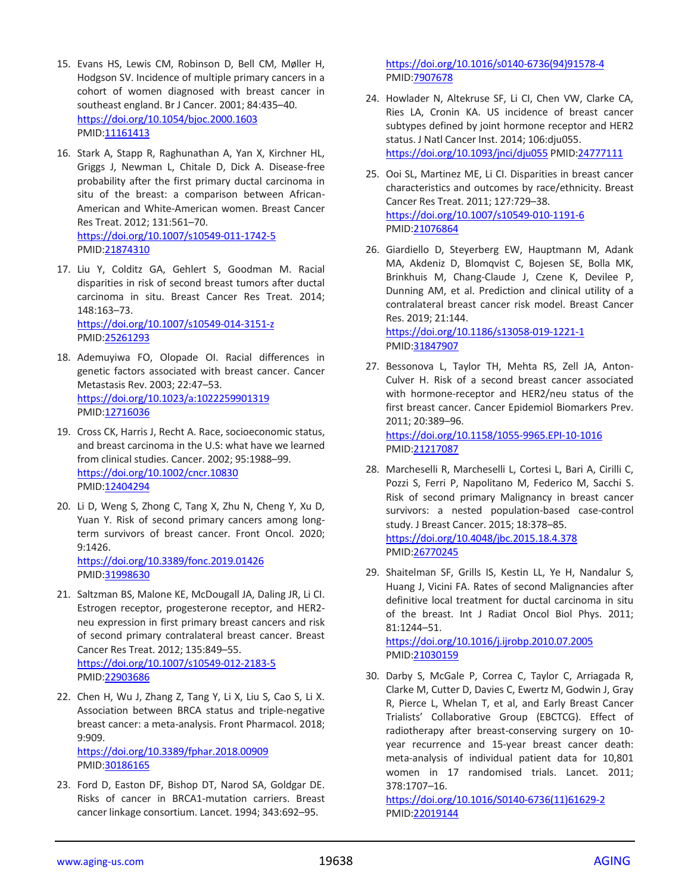15. Evans HS, Lewis CM, Robinson D, Bell CM, Møller H, Hodgson SV. Incidence of multiple primary cancers in a cohort of women diagnosed with breast cancer in southeast england. Br J Cancer. 2001; 84:435–40. https://doi.org/10.1054/bjoc.2000.1603 PMID:11161413

16. Stark A, Stapp R, Raghunathan A, Yan X, Kirchner HL, Griggs J, Newman L, Chitale D, Dick A. Disease-free probability after the first primary ductal carcinoma in situ of the breast: a comparison between African-American and White-American women. Breast Cancer Res Treat. 2012; 131:561–70. https://doi.org/10.1007/s10549-011-1742-5 PMID:21874310

17. Liu Y, Colditz GA, Gehlert S, Goodman M. Racial disparities in risk of second breast tumors after ductal carcinoma in situ. Breast Cancer Res Treat. 2014; 148:163–73. https://doi.org/10.1007/s10549-014-3151-z PMID:25261293

18. Ademuyiwa FO, Olopade OI. Racial differences in genetic factors associated with breast cancer. Cancer Metastasis Rev. 2003; 22:47–53. https://doi.org/10.1023/a:1022259901319 PMID:12716036

19. Cross CK, Harris J, Recht A. Race, socioeconomic status, and breast carcinoma in the U.S: what have we learned from clinical studies. Cancer. 2002; 95:1988–99. https://doi.org/10.1002/cncr.10830 PMID:12404294

20. Li D, Weng S, Zhong C, Tang X, Zhu N, Cheng Y, Xu D, Yuan Y. Risk of second primary cancers among long-term survivors of breast cancer. Front Oncol. 2020; 9:1426. https://doi.org/10.3389/fonc.2019.01426 PMID:31998630

21. Saltzman BS, Malone KE, McDougall JA, Daling JR, Li CI. Estrogen receptor, progesterone receptor, and HER2-neu expression in first primary breast cancers and risk of second primary contralateral breast cancer. Breast Cancer Res Treat. 2012; 135:849–55. https://doi.org/10.1007/s10549-012-2183-5 PMID:22903686

22. Chen H, Wu J, Zhang Z, Tang Y, Li X, Liu S, Cao S, Li X. Association between BRCA status and triple-negative breast cancer: a meta-analysis. Front Pharmacol. 2018; 9:909. https://doi.org/10.3389/fphar.2018.00909 PMID:30186165

23. Ford D, Easton DF, Bishop DT, Narod SA, Goldgar DE. Risks of cancer in BRCA1-mutation carriers. Breast cancer linkage consortium. Lancet. 1994; 343:692–95. https://doi.org/10.1016/s0140-6736(94)91578-4 PMID:7907678

24. Howlader N, Altekruse SF, Li CI, Chen VW, Clarke CA, Ries LA, Cronin KA. US incidence of breast cancer subtypes defined by joint hormone receptor and HER2 status. J Natl Cancer Inst. 2014; 106:dju055. https://doi.org/10.1093/jnci/dju055 PMID:24777111

25. Ooi SL, Martinez ME, Li CI. Disparities in breast cancer characteristics and outcomes by race/ethnicity. Breast Cancer Res Treat. 2011; 127:729–38. https://doi.org/10.1007/s10549-010-1191-6 PMID:21076864

26. Giardiello D, Steyerberg EW, Hauptmann M, Adank MA, Akdeniz D, Blomqvist C, Bojesen SE, Bolla MK, Brinkhuis M, Chang-Claude J, Czene K, Devilee P, Dunning AM, et al. Prediction and clinical utility of a contralateral breast cancer risk model. Breast Cancer Res. 2019; 21:144. https://doi.org/10.1186/s13058-019-1221-1 PMID:31847907

27. Bessonova L, Taylor TH, Mehta RS, Zell JA, Anton-Culver H. Risk of a second breast cancer associated with hormone-receptor and HER2/neu status of the first breast cancer. Cancer Epidemiol Biomarkers Prev. 2011; 20:389–96. https://doi.org/10.1158/1055-9965.EPI-10-1016 PMID:21217087

28. Marcheselli R, Marcheselli L, Cortesi L, Bari A, Cirilli C, Pozzi S, Ferri P, Napolitano M, Federico M, Sacchi S. Risk of second primary Malignancy in breast cancer survivors: a nested population-based case-control study. J Breast Cancer. 2015; 18:378–85. https://doi.org/10.4048/jbc.2015.18.4.378 PMID:26770245

29. Shaitelman SF, Grills IS, Kestin LL, Ye H, Nandalur S, Huang J, Vicini FA. Rates of second Malignancies after definitive local treatment for ductal carcinoma in situ of the breast. Int J Radiat Oncol Biol Phys. 2011; 81:1244–51. https://doi.org/10.1016/j.ijrobp.2010.07.2005 PMID:21030159

30. Darby S, McGale P, Correa C, Taylor C, Arriagada R, Clarke M, Cutter D, Davies C, Ewertz M, Godwin J, Gray R, Pierce L, Whelan T, et al, and Early Breast Cancer Trialists' Collaborative Group (EBCTCG). Effect of radiotherapy after breast-conserving surgery on 10-year recurrence and 15-year breast cancer death: meta-analysis of individual patient data for 10,801 women in 17 randomised trials. Lancet. 2011; 378:1707–16. https://doi.org/10.1016/S0140-6736(11)61629-2 PMID:22019144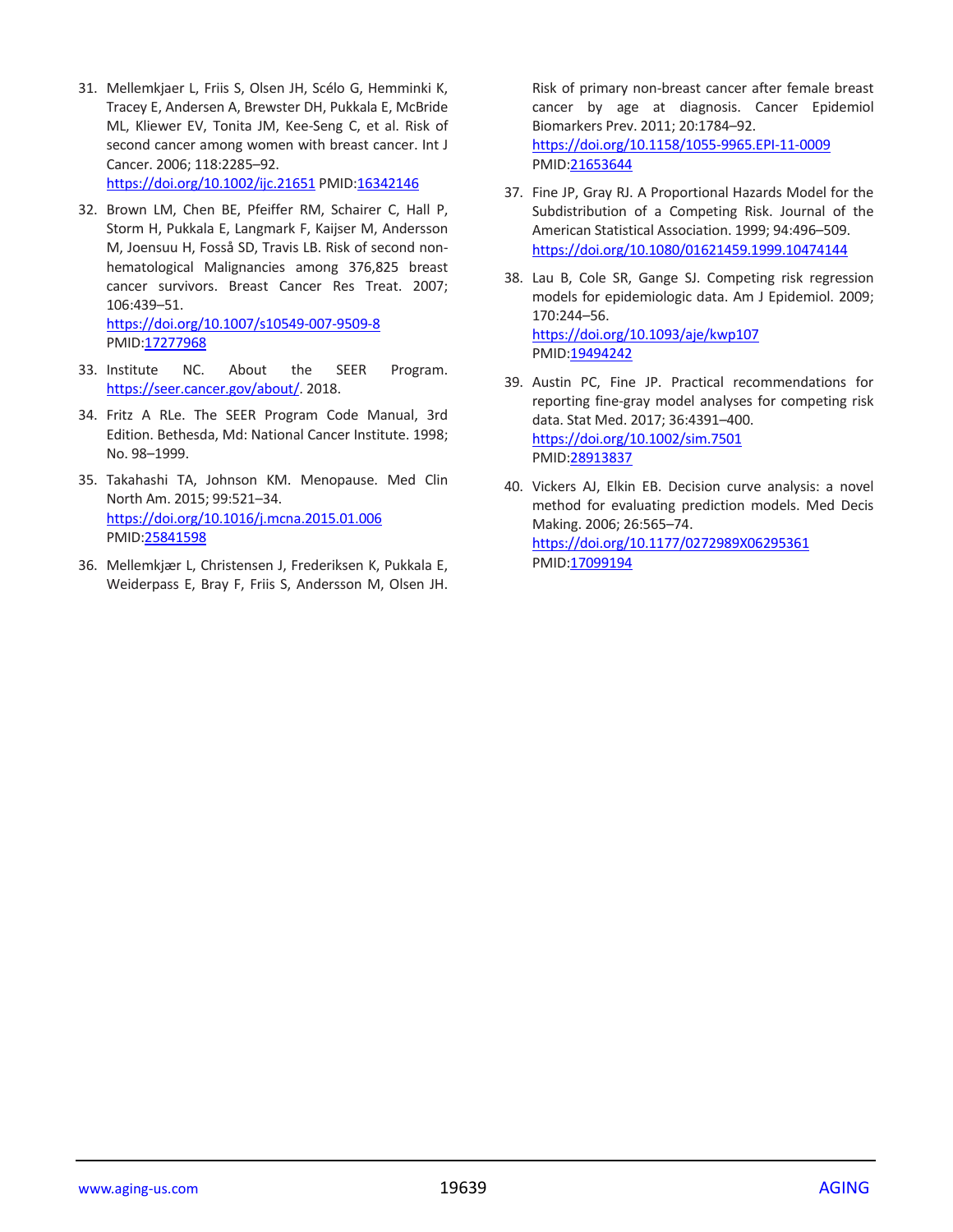31. Mellemkjaer L, Friis S, Olsen JH, Scélo G, Hemminki K, Tracey E, Andersen A, Brewster DH, Pukkala E, McBride ML, Kliewer EV, Tonita JM, Kee-Seng C, et al. Risk of second cancer among women with breast cancer. Int J Cancer. 2006; 118:2285–92. https://doi.org/10.1002/ijc.21651 PMID:16342146

32. Brown LM, Chen BE, Pfeiffer RM, Schairer C, Hall P, Storm H, Pukkala E, Langmark F, Kaijser M, Andersson M, Joensuu H, Fosså SD, Travis LB. Risk of second non-hematological Malignancies among 376,825 breast cancer survivors. Breast Cancer Res Treat. 2007; 106:439–51. https://doi.org/10.1007/s10549-007-9509-8 PMID:17277968

33. Institute NC. About the SEER Program. https://seer.cancer.gov/about/. 2018.

34. Fritz A RLe. The SEER Program Code Manual, 3rd Edition. Bethesda, Md: National Cancer Institute. 1998; No. 98–1999.

35. Takahashi TA, Johnson KM. Menopause. Med Clin North Am. 2015; 99:521–34. https://doi.org/10.1016/j.mcna.2015.01.006 PMID:25841598

36. Mellemkjær L, Christensen J, Frederiksen K, Pukkala E, Weiderpass E, Bray F, Friis S, Andersson M, Olsen JH. Risk of primary non-breast cancer after female breast cancer by age at diagnosis. Cancer Epidemiol Biomarkers Prev. 2011; 20:1784–92. https://doi.org/10.1158/1055-9965.EPI-11-0009 PMID:21653644

37. Fine JP, Gray RJ. A Proportional Hazards Model for the Subdistribution of a Competing Risk. Journal of the American Statistical Association. 1999; 94:496–509. https://doi.org/10.1080/01621459.1999.10474144

38. Lau B, Cole SR, Gange SJ. Competing risk regression models for epidemiologic data. Am J Epidemiol. 2009; 170:244–56. https://doi.org/10.1093/aje/kwp107 PMID:19494242

39. Austin PC, Fine JP. Practical recommendations for reporting fine-gray model analyses for competing risk data. Stat Med. 2017; 36:4391–400. https://doi.org/10.1002/sim.7501 PMID:28913837

40. Vickers AJ, Elkin EB. Decision curve analysis: a novel method for evaluating prediction models. Med Decis Making. 2006; 26:565–74. https://doi.org/10.1177/0272989X06295361 PMID:17099194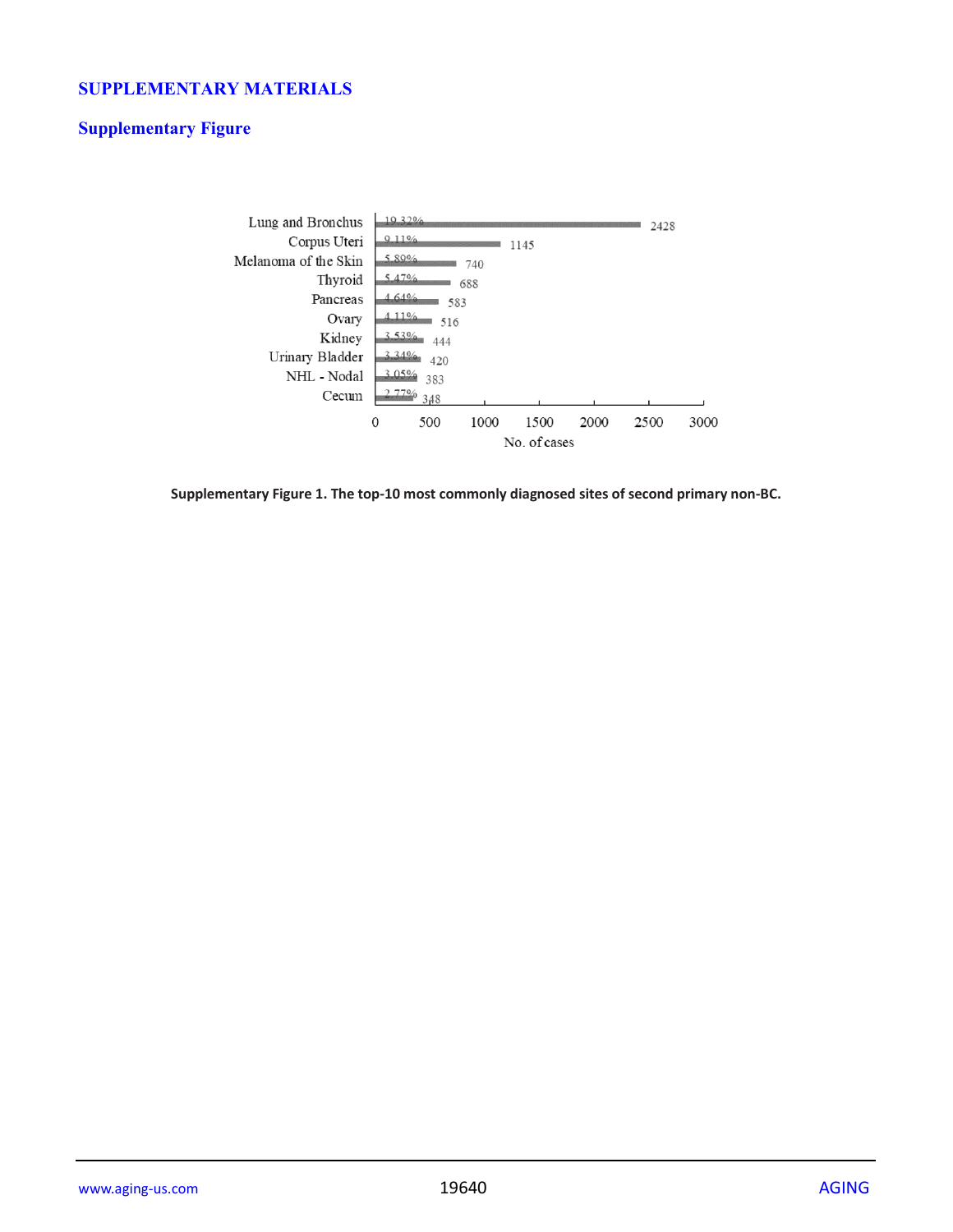# SUPPLEMENTARY MATERIALS

## Supplementary Figure

Lung and Bronchus
Corpus Uteri
Melanoma of the Skin
Thyroid
Pancreas
Ovary
Kidney
Urinary Bladder
NHL - Nodal
Cecum

19.32% 2428
9.11% 1145
5.89% 740
5.47% 688
4.64% 583
4.11% 516
3.53% 444
3.34% 420
3.05% 383
2.77% 348

0 500 1000 1500 2000 2500 3000

No. of cases

**Supplementary Figure 1. The top-10 most commonly diagnosed sites of second primary non-BC.**